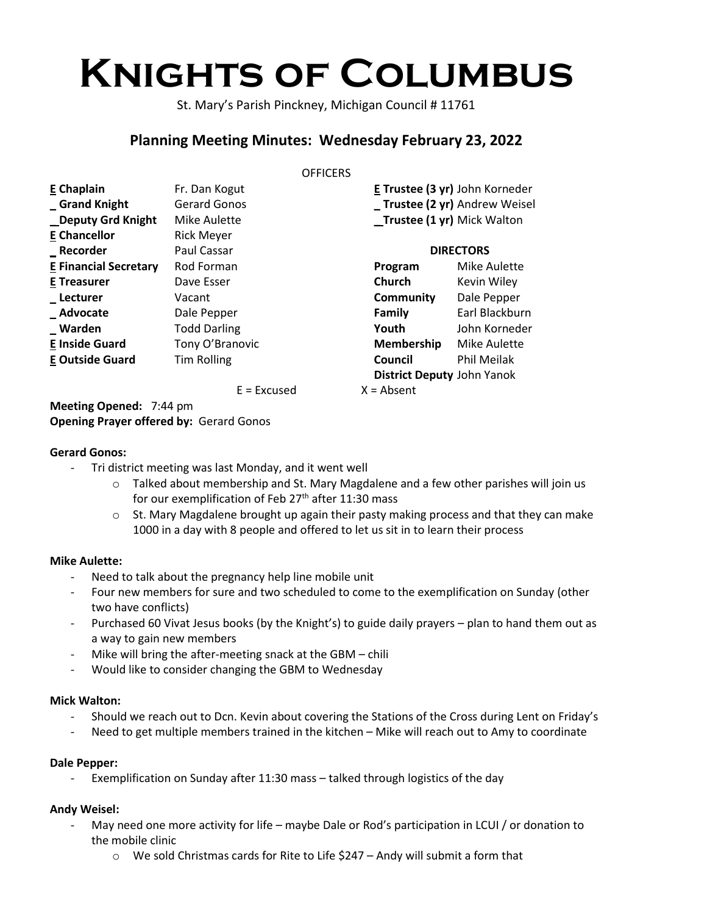# Knights of Columbus

St. Mary's Parish Pinckney, Michigan Council # 11761

## Planning Meeting Minutes: Wednesday February 23, 2022

OFFICERS

| | | | |
|---|---|---|---|
| **E Chaplain** | Fr. Dan Kogut | **E Trustee (3 yr)** | John Korneder |
| **_ Grand Knight** | Gerard Gonos | **_ Trustee (2 yr)** | Andrew Weisel |
| **_Deputy Grd Knight** | Mike Aulette | **_Trustee (1 yr)** | Mick Walton |
| **E Chancellor** | Rick Meyer | | |
| **_ Recorder** | Paul Cassar | **DIRECTORS** | |
| **E Financial Secretary** | Rod Forman | **Program** | Mike Aulette |
| **E Treasurer** | Dave Esser | **Church** | Kevin Wiley |
| **_ Lecturer** | Vacant | **Community** | Dale Pepper |
| **_ Advocate** | Dale Pepper | **Family** | Earl Blackburn |
| **_ Warden** | Todd Darling | **Youth** | John Korneder |
| **E Inside Guard** | Tony O'Branovic | **Membership** | Mike Aulette |
| **E Outside Guard** | Tim Rolling | **Council** | Phil Meilak |
| | | **District Deputy** | John Yanok |

E = Excused X = Absent

**Meeting Opened:** 7:44 pm
**Opening Prayer offered by:** Gerard Gonos

**Gerard Gonos:**

- Tri district meeting was last Monday, and it went well
    - Talked about membership and St. Mary Magdalene and a few other parishes will join us for our exemplification of Feb 27th after 11:30 mass
    - St. Mary Magdalene brought up again their pasty making process and that they can make 1000 in a day with 8 people and offered to let us sit in to learn their process

**Mike Aulette:**

- Need to talk about the pregnancy help line mobile unit
- Four new members for sure and two scheduled to come to the exemplification on Sunday (other two have conflicts)
- Purchased 60 Vivat Jesus books (by the Knight's) to guide daily prayers – plan to hand them out as a way to gain new members
- Mike will bring the after-meeting snack at the GBM – chili
- Would like to consider changing the GBM to Wednesday

**Mick Walton:**

- Should we reach out to Dcn. Kevin about covering the Stations of the Cross during Lent on Friday's
- Need to get multiple members trained in the kitchen – Mike will reach out to Amy to coordinate

**Dale Pepper:**

- Exemplification on Sunday after 11:30 mass – talked through logistics of the day

**Andy Weisel:**

- May need one more activity for life – maybe Dale or Rod's participation in LCUI / or donation to the mobile clinic
    - We sold Christmas cards for Rite to Life $247 – Andy will submit a form that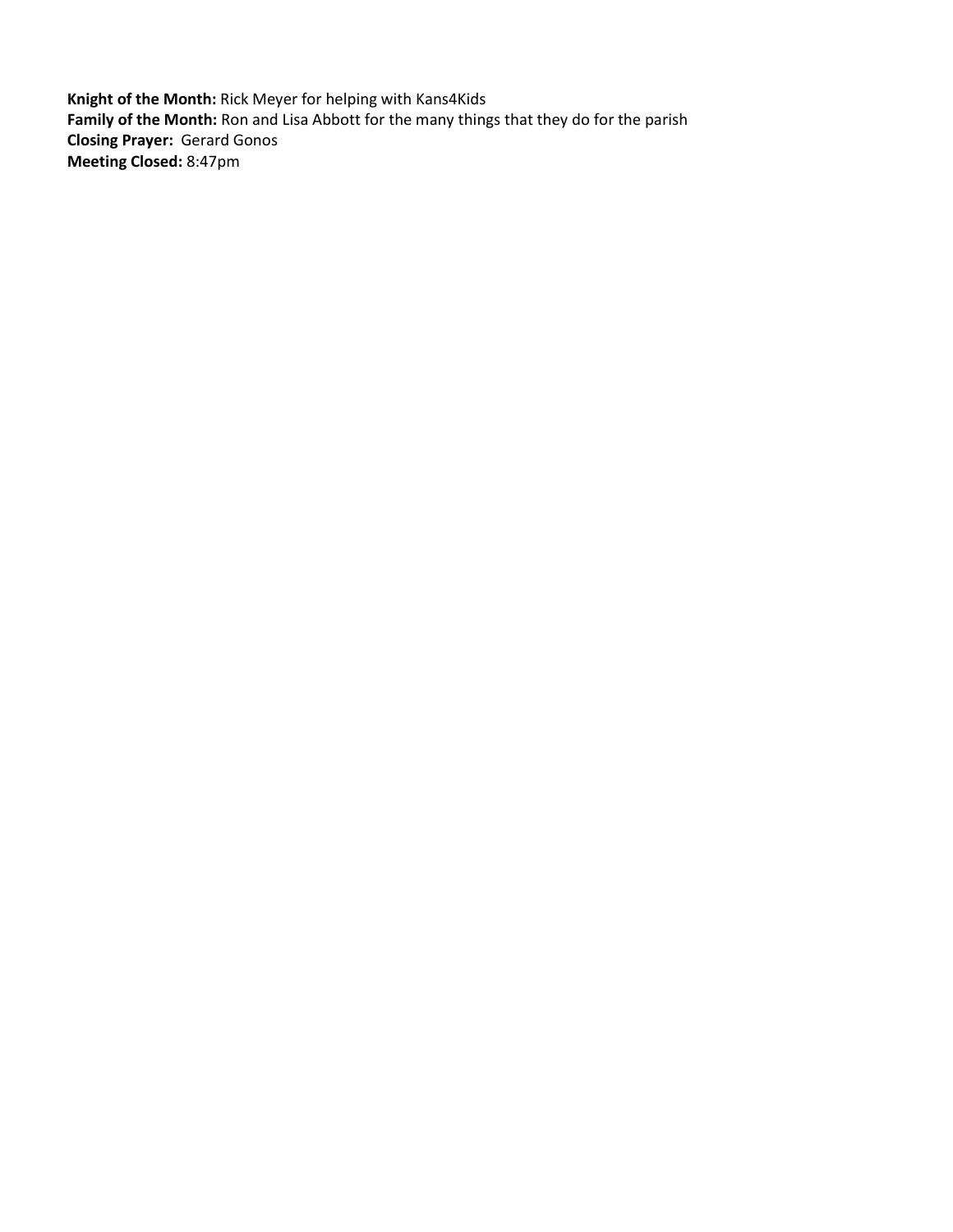**Knight of the Month:** Rick Meyer for helping with Kans4Kids  
**Family of the Month:** Ron and Lisa Abbott for the many things that they do for the parish  
**Closing Prayer:** Gerard Gonos  
**Meeting Closed:** 8:47pm